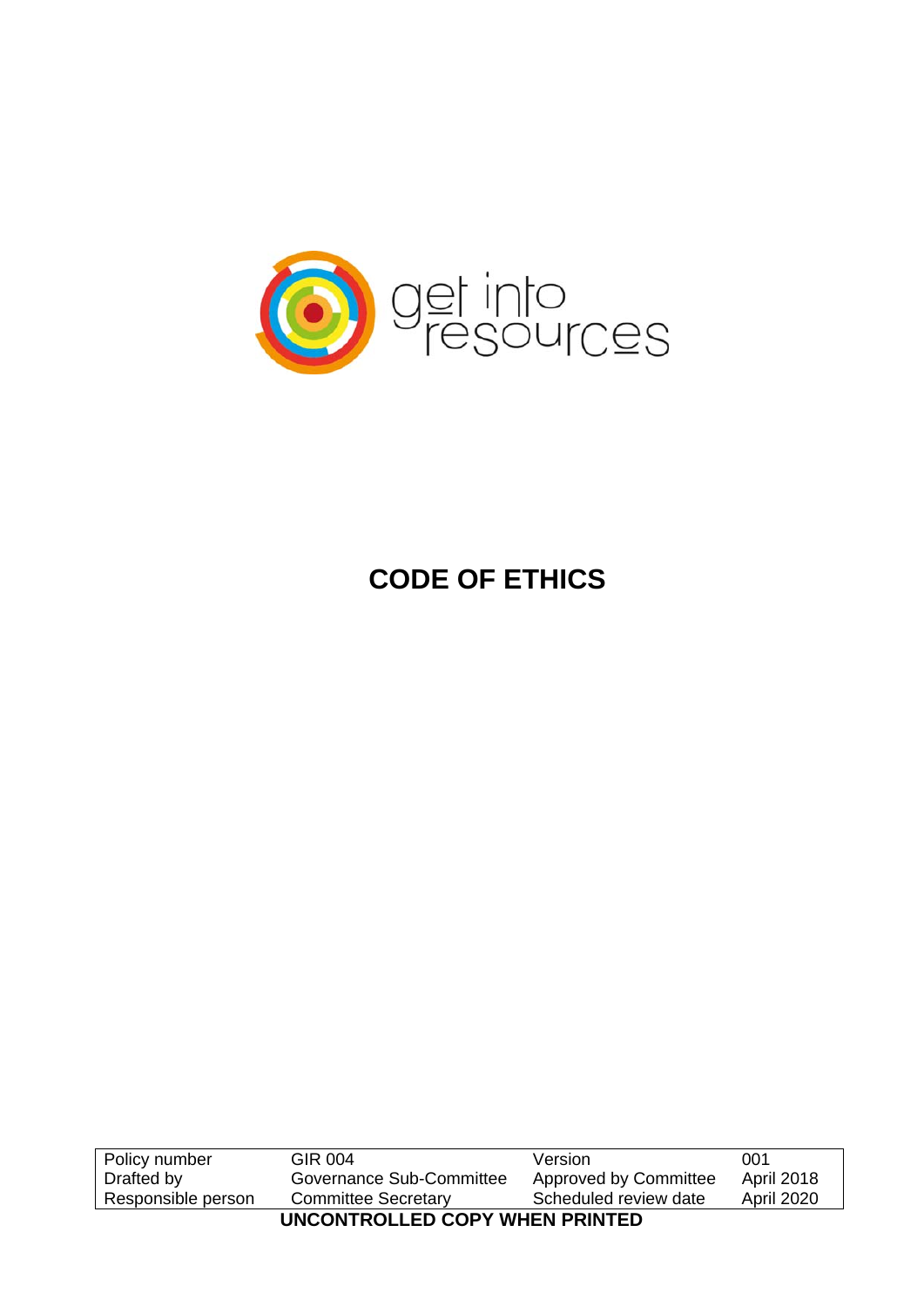get into resources

# CODE OF ETHICS

| Policy number | GIR 004 | Version | 001 |
|---|---|---|---|
| Drafted by | Governance Sub-Committee | Approved by Committee | April 2018 |
| Responsible person | Committee Secretary | Scheduled review date | April 2020 |

**UNCONTROLLED COPY WHEN PRINTED**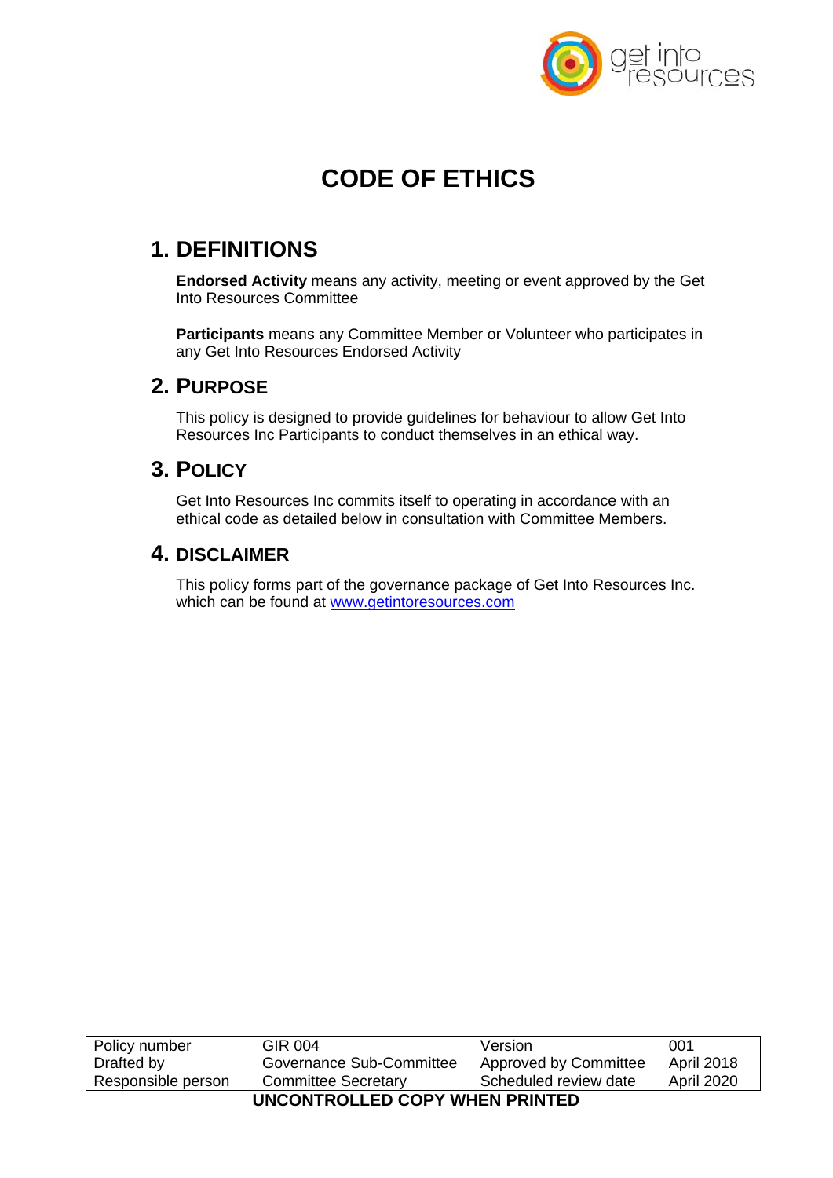# CODE OF ETHICS

## 1. DEFINITIONS

**Endorsed Activity** means any activity, meeting or event approved by the Get Into Resources Committee

**Participants** means any Committee Member or Volunteer who participates in any Get Into Resources Endorsed Activity

## 2. PURPOSE

This policy is designed to provide guidelines for behaviour to allow Get Into Resources Inc Participants to conduct themselves in an ethical way.

## 3. POLICY

Get Into Resources Inc commits itself to operating in accordance with an ethical code as detailed below in consultation with Committee Members.

## 4. DISCLAIMER

This policy forms part of the governance package of Get Into Resources Inc. which can be found at [www.getintoresources.com](http://www.getintoresources.com)

| Policy number | GIR 004 | Version | 001 |
|---|---|---|---|
| Drafted by | Governance Sub-Committee | Approved by Committee | April 2018 |
| Responsible person | Committee Secretary | Scheduled review date | April 2020 |

**UNCONTROLLED COPY WHEN PRINTED**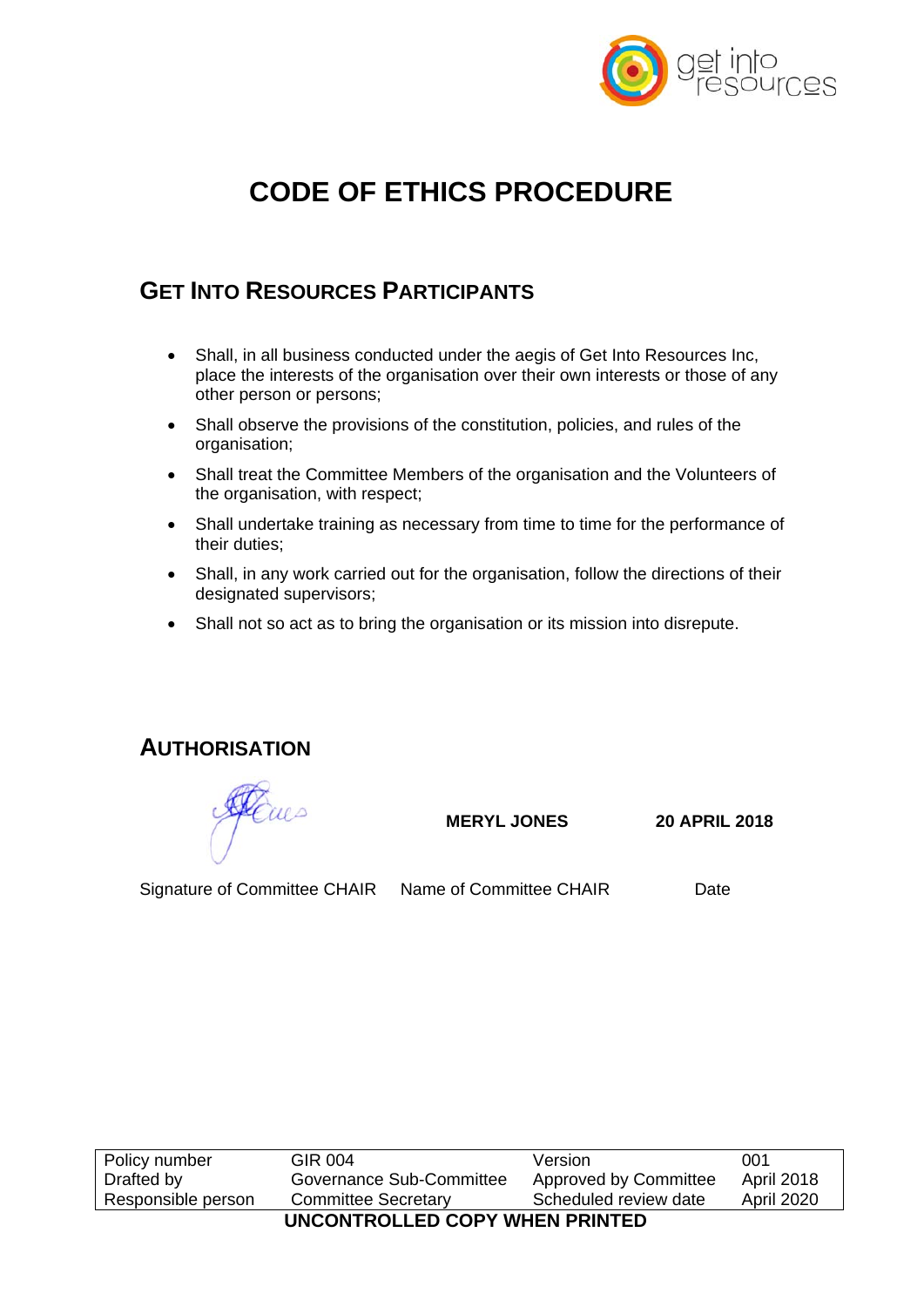# CODE OF ETHICS PROCEDURE

## GET INTO RESOURCES PARTICIPANTS

- Shall, in all business conducted under the aegis of Get Into Resources Inc, place the interests of the organisation over their own interests or those of any other person or persons;
- Shall observe the provisions of the constitution, policies, and rules of the organisation;
- Shall treat the Committee Members of the organisation and the Volunteers of the organisation, with respect;
- Shall undertake training as necessary from time to time for the performance of their duties;
- Shall, in any work carried out for the organisation, follow the directions of their designated supervisors;
- Shall not so act as to bring the organisation or its mission into disrepute.

## AUTHORISATION

| | | |
|---|---|---|
| | **MERYL JONES** | **20 APRIL 2018** |
| Signature of Committee CHAIR | Name of Committee CHAIR | Date |

| | | | |
|---|---|---|---|
| Policy number | GIR 004 | Version | 001 |
| Drafted by | Governance Sub-Committee | Approved by Committee | April 2018 |
| Responsible person | Committee Secretary | Scheduled review date | April 2020 |

**UNCONTROLLED COPY WHEN PRINTED**